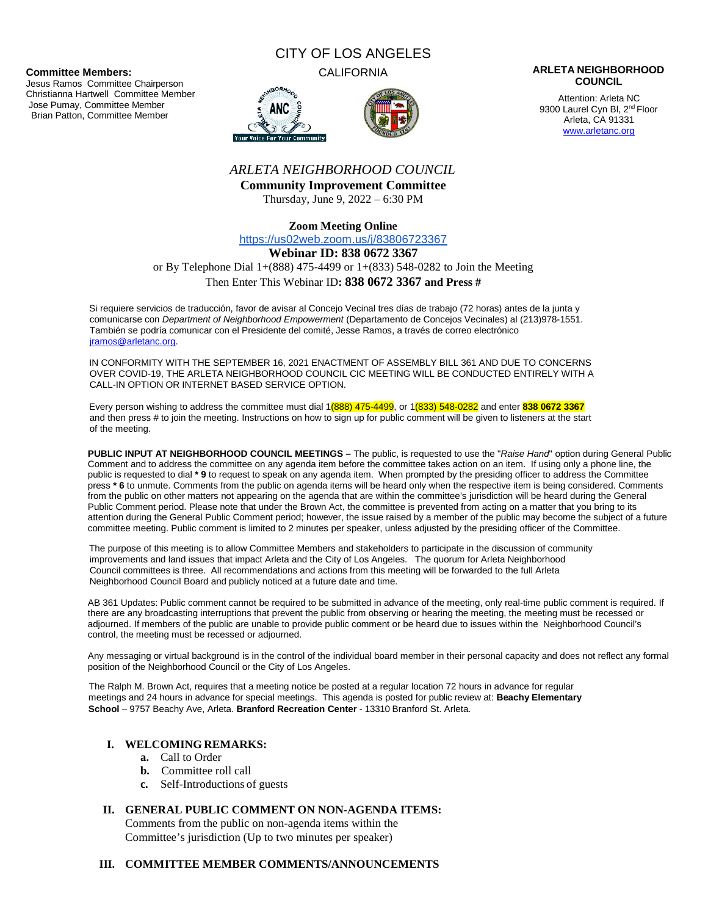**Committee Members:**
Jesus Ramos Committee Chairperson
Christianna Hartwell Committee Member
Jose Pumay, Committee Member
Brian Patton, Committee Member

CITY OF LOS ANGELES

CALIFORNIA

**ARLETA NEIGHBORHOOD COUNCIL**

Attention: Arleta NC
9300 Laurel Cyn Bl, 2nd Floor
Arleta, CA 91331
www.arletanc.org

# *ARLETA NEIGHBORHOOD COUNCIL*

## Community Improvement Committee

Thursday, June 9, 2022 – 6:30 PM

**Zoom Meeting Online**

https://us02web.zoom.us/j/83806723367

**Webinar ID: 838 0672 3367**

or By Telephone Dial 1+(888) 475-4499 or 1+(833) 548-0282 to Join the Meeting
Then Enter This Webinar ID**: 838 0672 3367 and Press #**

Si requiere servicios de traducción, favor de avisar al Concejo Vecinal tres días de trabajo (72 horas) antes de la junta y comunicarse con *Department of Neighborhood Empowerment* (Departamento de Concejos Vecinales) al (213)978-1551. También se podría comunicar con el Presidente del comité, Jesse Ramos, a través de correo electrónico jramos@arletanc.org.

IN CONFORMITY WITH THE SEPTEMBER 16, 2021 ENACTMENT OF ASSEMBLY BILL 361 AND DUE TO CONCERNS OVER COVID-19, THE ARLETA NEIGHBORHOOD COUNCIL CIC MEETING WILL BE CONDUCTED ENTIRELY WITH A CALL-IN OPTION OR INTERNET BASED SERVICE OPTION.

Every person wishing to address the committee must dial 1(888) 475-4499, or 1(833) 548-0282 and enter **838 0672 3367** and then press # to join the meeting. Instructions on how to sign up for public comment will be given to listeners at the start of the meeting.

**PUBLIC INPUT AT NEIGHBORHOOD COUNCIL MEETINGS –** The public, is requested to use the "*Raise Hand*" option during General Public Comment and to address the committee on any agenda item before the committee takes action on an item. If using only a phone line, the public is requested to dial *** 9** to request to speak on any agenda item. When prompted by the presiding officer to address the Committee press *** 6** to unmute. Comments from the public on agenda items will be heard only when the respective item is being considered. Comments from the public on other matters not appearing on the agenda that are within the committee's jurisdiction will be heard during the General Public Comment period. Please note that under the Brown Act, the committee is prevented from acting on a matter that you bring to its attention during the General Public Comment period; however, the issue raised by a member of the public may become the subject of a future committee meeting. Public comment is limited to 2 minutes per speaker, unless adjusted by the presiding officer of the Committee.

The purpose of this meeting is to allow Committee Members and stakeholders to participate in the discussion of community improvements and land issues that impact Arleta and the City of Los Angeles. The quorum for Arleta Neighborhood Council committees is three. All recommendations and actions from this meeting will be forwarded to the full Arleta Neighborhood Council Board and publicly noticed at a future date and time.

AB 361 Updates: Public comment cannot be required to be submitted in advance of the meeting, only real-time public comment is required. If there are any broadcasting interruptions that prevent the public from observing or hearing the meeting, the meeting must be recessed or adjourned. If members of the public are unable to provide public comment or be heard due to issues within the Neighborhood Council's control, the meeting must be recessed or adjourned.

Any messaging or virtual background is in the control of the individual board member in their personal capacity and does not reflect any formal position of the Neighborhood Council or the City of Los Angeles.

The Ralph M. Brown Act, requires that a meeting notice be posted at a regular location 72 hours in advance for regular meetings and 24 hours in advance for special meetings. This agenda is posted for public review at: **Beachy Elementary School** – 9757 Beachy Ave, Arleta. **Branford Recreation Center** - 13310 Branford St. Arleta.

### I. WELCOMING REMARKS:

**a.** Call to Order
**b.** Committee roll call
**c.** Self-Introductions of guests

### II. GENERAL PUBLIC COMMENT ON NON-AGENDA ITEMS:

Comments from the public on non-agenda items within the Committee's jurisdiction (Up to two minutes per speaker)

### III. COMMITTEE MEMBER COMMENTS/ANNOUNCEMENTS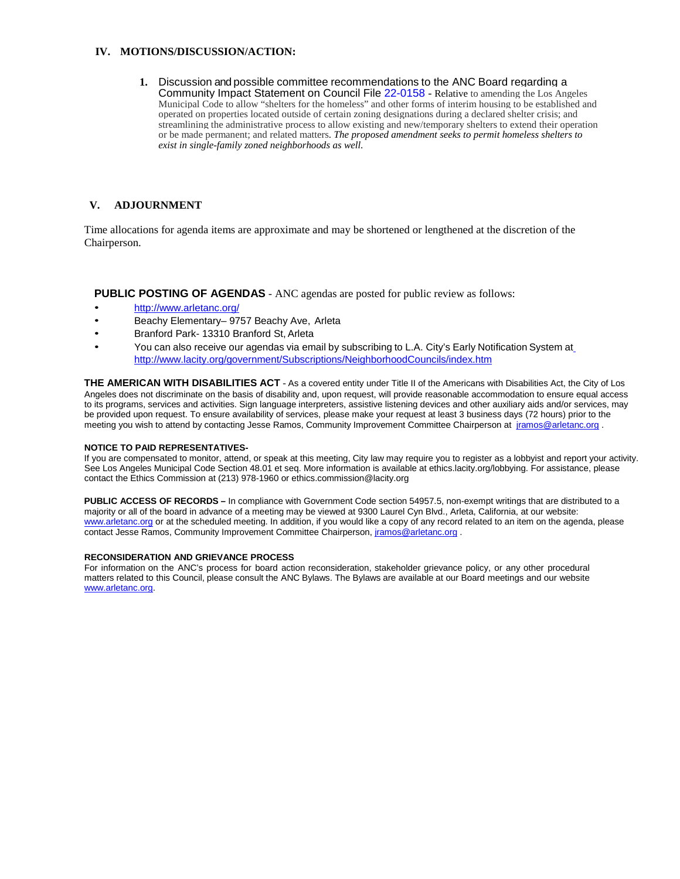## IV. MOTIONS/DISCUSSION/ACTION:

1. Discussion and possible committee recommendations to the ANC Board regarding a Community Impact Statement on Council File 22-0158 - Relative to amending the Los Angeles Municipal Code to allow "shelters for the homeless" and other forms of interim housing to be established and operated on properties located outside of certain zoning designations during a declared shelter crisis; and streamlining the administrative process to allow existing and new/temporary shelters to extend their operation or be made permanent; and related matters. *The proposed amendment seeks to permit homeless shelters to exist in single-family zoned neighborhoods as well.*

## V. ADJOURNMENT

Time allocations for agenda items are approximate and may be shortened or lengthened at the discretion of the Chairperson.

**PUBLIC POSTING OF AGENDAS** - ANC agendas are posted for public review as follows:

- http://www.arletanc.org/
- Beachy Elementary– 9757 Beachy Ave, Arleta
- Branford Park- 13310 Branford St, Arleta
- You can also receive our agendas via email by subscribing to L.A. City's Early Notification System at http://www.lacity.org/government/Subscriptions/NeighborhoodCouncils/index.htm

**THE AMERICAN WITH DISABILITIES ACT** - As a covered entity under Title II of the Americans with Disabilities Act, the City of Los Angeles does not discriminate on the basis of disability and, upon request, will provide reasonable accommodation to ensure equal access to its programs, services and activities. Sign language interpreters, assistive listening devices and other auxiliary aids and/or services, may be provided upon request. To ensure availability of services, please make your request at least 3 business days (72 hours) prior to the meeting you wish to attend by contacting Jesse Ramos, Community Improvement Committee Chairperson at jramos@arletanc.org .

**NOTICE TO PAID REPRESENTATIVES-**

If you are compensated to monitor, attend, or speak at this meeting, City law may require you to register as a lobbyist and report your activity. See Los Angeles Municipal Code Section 48.01 et seq. More information is available at ethics.lacity.org/lobbying. For assistance, please contact the Ethics Commission at (213) 978-1960 or ethics.commission@lacity.org

**PUBLIC ACCESS OF RECORDS –** In compliance with Government Code section 54957.5, non-exempt writings that are distributed to a majority or all of the board in advance of a meeting may be viewed at 9300 Laurel Cyn Blvd., Arleta, California, at our website: www.arletanc.org or at the scheduled meeting. In addition, if you would like a copy of any record related to an item on the agenda, please contact Jesse Ramos, Community Improvement Committee Chairperson, jramos@arletanc.org .

**RECONSIDERATION AND GRIEVANCE PROCESS**

For information on the ANC's process for board action reconsideration, stakeholder grievance policy, or any other procedural matters related to this Council, please consult the ANC Bylaws. The Bylaws are available at our Board meetings and our website www.arletanc.org.